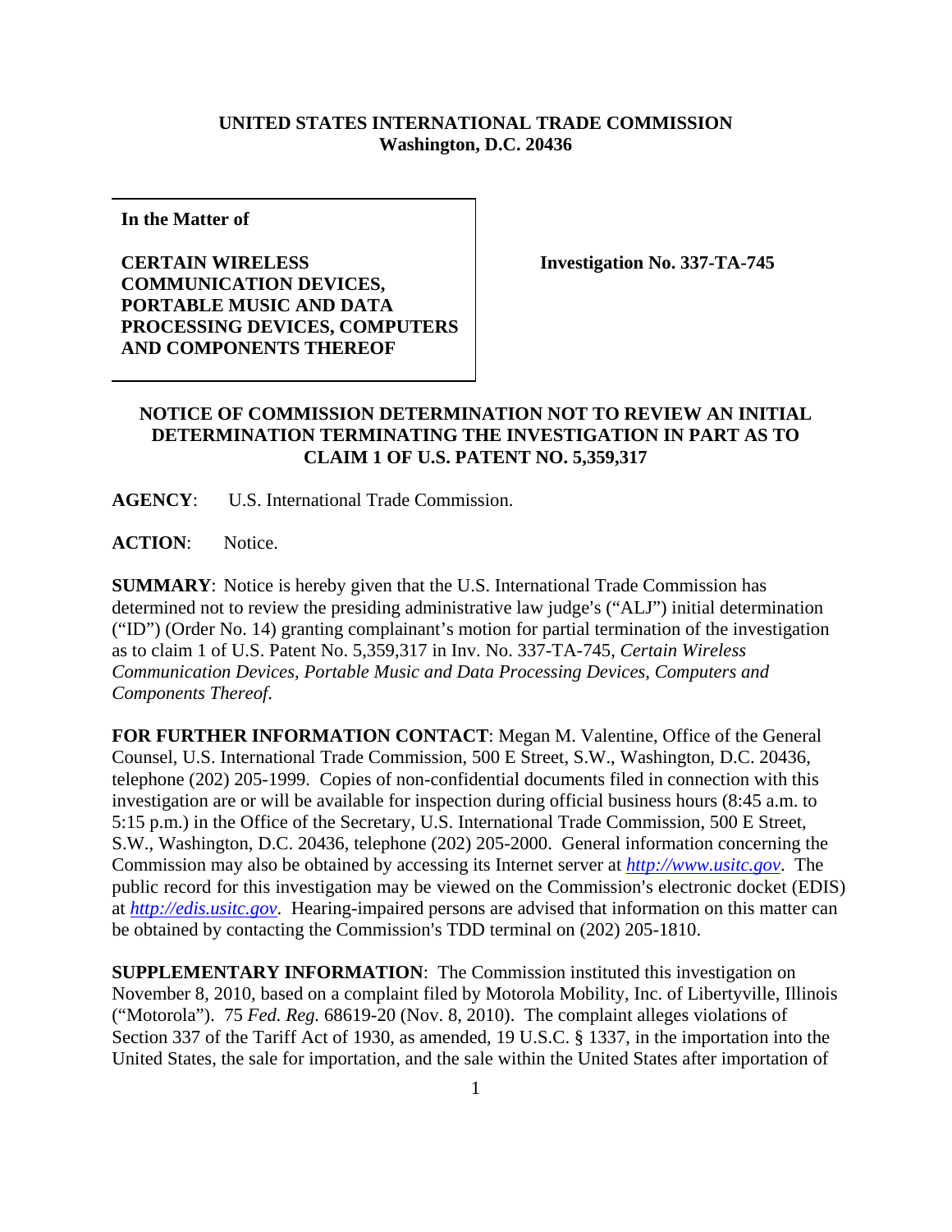**UNITED STATES INTERNATIONAL TRADE COMMISSION**
**Washington, D.C. 20436**

| **In the Matter of**<br><br>**CERTAIN WIRELESS COMMUNICATION DEVICES, PORTABLE MUSIC AND DATA PROCESSING DEVICES, COMPUTERS AND COMPONENTS THEREOF** | **Investigation No. 337-TA-745** |
|---|---|

**NOTICE OF COMMISSION DETERMINATION NOT TO REVIEW AN INITIAL DETERMINATION TERMINATING THE INVESTIGATION IN PART AS TO CLAIM 1 OF U.S. PATENT NO. 5,359,317**

**AGENCY**: U.S. International Trade Commission.

**ACTION**: Notice.

**SUMMARY**: Notice is hereby given that the U.S. International Trade Commission has determined not to review the presiding administrative law judge's ("ALJ") initial determination ("ID") (Order No. 14) granting complainant's motion for partial termination of the investigation as to claim 1 of U.S. Patent No. 5,359,317 in Inv. No. 337-TA-745, *Certain Wireless Communication Devices, Portable Music and Data Processing Devices, Computers and Components Thereof.*

**FOR FURTHER INFORMATION CONTACT**: Megan M. Valentine, Office of the General Counsel, U.S. International Trade Commission, 500 E Street, S.W., Washington, D.C. 20436, telephone (202) 205-1999. Copies of non-confidential documents filed in connection with this investigation are or will be available for inspection during official business hours (8:45 a.m. to 5:15 p.m.) in the Office of the Secretary, U.S. International Trade Commission, 500 E Street, S.W., Washington, D.C. 20436, telephone (202) 205-2000. General information concerning the Commission may also be obtained by accessing its Internet server at *http://www.usitc.gov*. The public record for this investigation may be viewed on the Commission's electronic docket (EDIS) at *http://edis.usitc.gov*. Hearing-impaired persons are advised that information on this matter can be obtained by contacting the Commission's TDD terminal on (202) 205-1810.

**SUPPLEMENTARY INFORMATION**: The Commission instituted this investigation on November 8, 2010, based on a complaint filed by Motorola Mobility, Inc. of Libertyville, Illinois ("Motorola"). 75 *Fed. Reg.* 68619-20 (Nov. 8, 2010). The complaint alleges violations of Section 337 of the Tariff Act of 1930, as amended, 19 U.S.C. § 1337, in the importation into the United States, the sale for importation, and the sale within the United States after importation of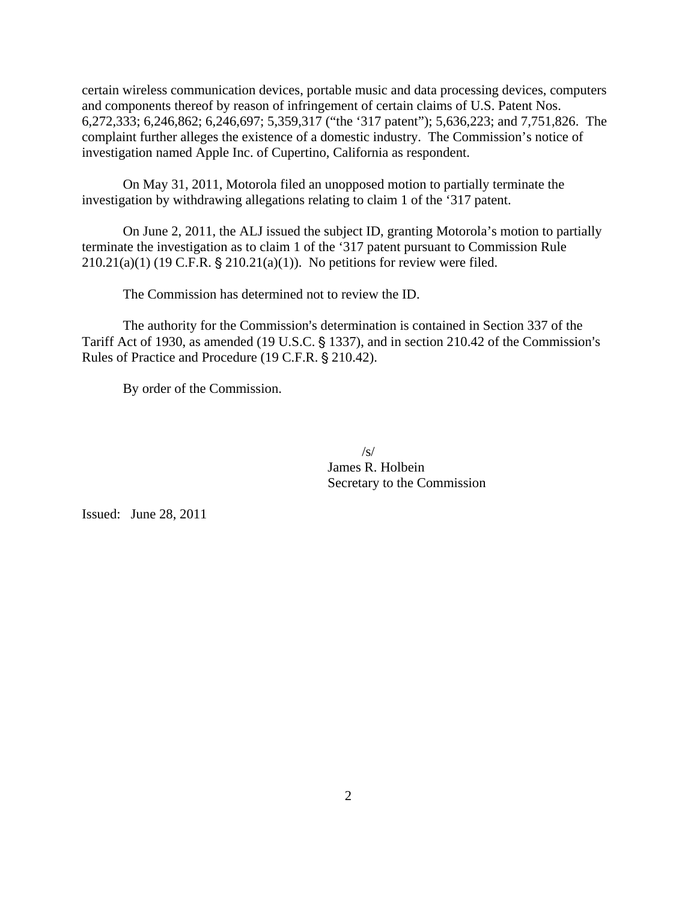certain wireless communication devices, portable music and data processing devices, computers and components thereof by reason of infringement of certain claims of U.S. Patent Nos. 6,272,333; 6,246,862; 6,246,697; 5,359,317 ("the '317 patent"); 5,636,223; and 7,751,826. The complaint further alleges the existence of a domestic industry. The Commission's notice of investigation named Apple Inc. of Cupertino, California as respondent.

On May 31, 2011, Motorola filed an unopposed motion to partially terminate the investigation by withdrawing allegations relating to claim 1 of the '317 patent.

On June 2, 2011, the ALJ issued the subject ID, granting Motorola's motion to partially terminate the investigation as to claim 1 of the '317 patent pursuant to Commission Rule 210.21(a)(1) (19 C.F.R. § 210.21(a)(1)). No petitions for review were filed.

The Commission has determined not to review the ID.

The authority for the Commission's determination is contained in Section 337 of the Tariff Act of 1930, as amended (19 U.S.C. § 1337), and in section 210.42 of the Commission's Rules of Practice and Procedure (19 C.F.R. § 210.42).

By order of the Commission.

/s/
James R. Holbein
Secretary to the Commission

Issued: June 28, 2011